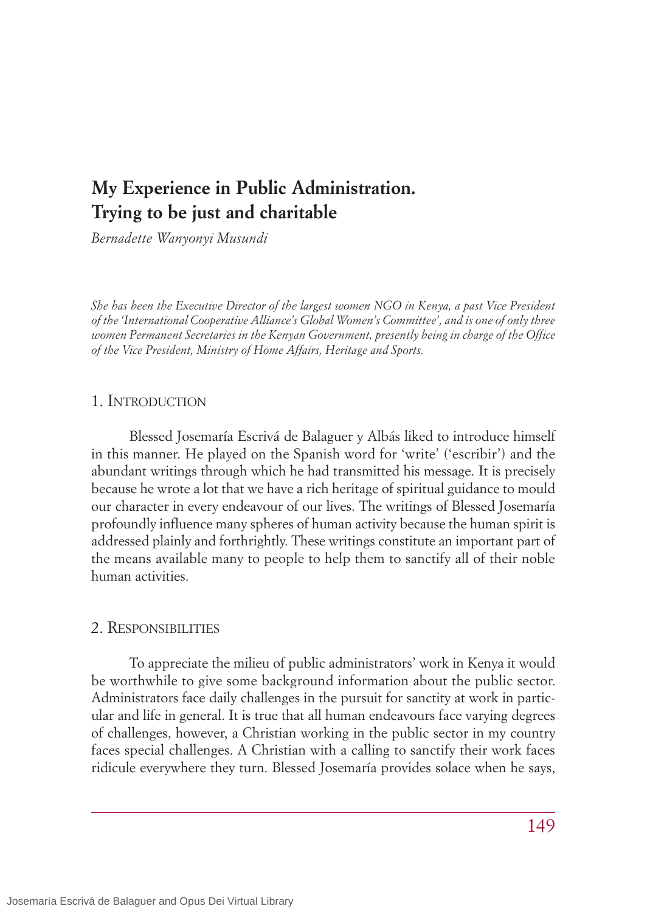# My Experience in Public Administration. Trying to be just and charitable

*Bernadette Wanyonyi Musundi*

*She has been the Executive Director of the largest women NGO in Kenya, a past Vice President of the 'International Cooperative Alliance's Global Women's Committee', and is one of only three women Permanent Secretaries in the Kenyan Government, presently being in charge of the Office of the Vice President, Ministry of Home Affairs, Heritage and Sports.*

## 1. Introduction

Blessed Josemaría Escrivá de Balaguer y Albás liked to introduce himself in this manner. He played on the Spanish word for 'write' ('escribir') and the abundant writings through which he had transmitted his message. It is precisely because he wrote a lot that we have a rich heritage of spiritual guidance to mould our character in every endeavour of our lives. The writings of Blessed Josemaría profoundly influence many spheres of human activity because the human spirit is addressed plainly and forthrightly. These writings constitute an important part of the means available many to people to help them to sanctify all of their noble human activities.

## 2. Responsibilities

To appreciate the milieu of public administrators' work in Kenya it would be worthwhile to give some background information about the public sector. Administrators face daily challenges in the pursuit for sanctity at work in particular and life in general. It is true that all human endeavours face varying degrees of challenges, however, a Christian working in the public sector in my country faces special challenges. A Christian with a calling to sanctify their work faces ridicule everywhere they turn. Blessed Josemaría provides solace when he says,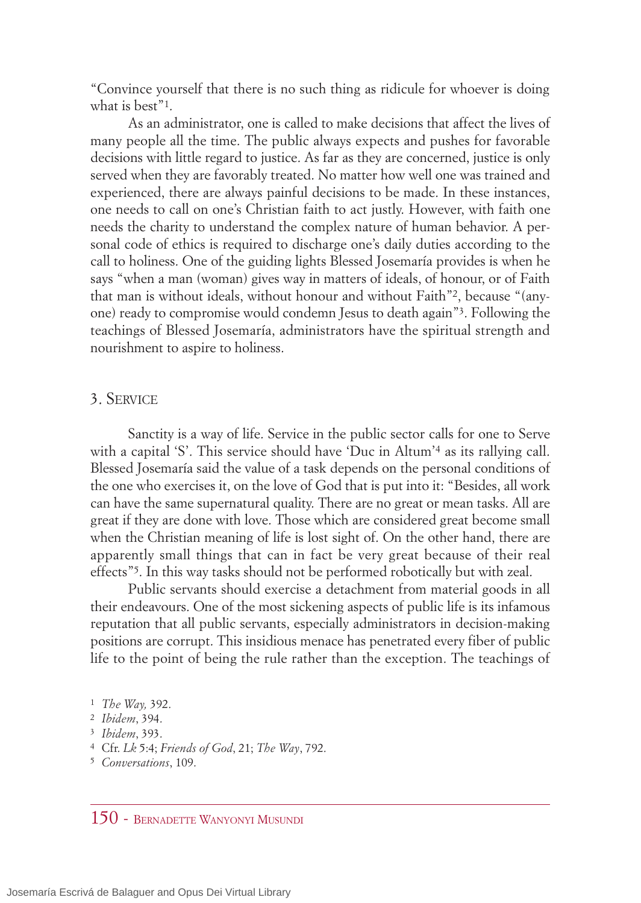"Convince yourself that there is no such thing as ridicule for whoever is doing what is best"[1].

As an administrator, one is called to make decisions that affect the lives of many people all the time. The public always expects and pushes for favorable decisions with little regard to justice. As far as they are concerned, justice is only served when they are favorably treated. No matter how well one was trained and experienced, there are always painful decisions to be made. In these instances, one needs to call on one's Christian faith to act justly. However, with faith one needs the charity to understand the complex nature of human behavior. A personal code of ethics is required to discharge one's daily duties according to the call to holiness. One of the guiding lights Blessed Josemaría provides is when he says "when a man (woman) gives way in matters of ideals, of honour, or of Faith that man is without ideals, without honour and without Faith"[2], because "(anyone) ready to compromise would condemn Jesus to death again"[3]. Following the teachings of Blessed Josemaría, administrators have the spiritual strength and nourishment to aspire to holiness.

## 3. Service

Sanctity is a way of life. Service in the public sector calls for one to Serve with a capital 'S'. This service should have 'Duc in Altum'[4] as its rallying call. Blessed Josemaría said the value of a task depends on the personal conditions of the one who exercises it, on the love of God that is put into it: "Besides, all work can have the same supernatural quality. There are no great or mean tasks. All are great if they are done with love. Those which are considered great become small when the Christian meaning of life is lost sight of. On the other hand, there are apparently small things that can in fact be very great because of their real effects"[5]. In this way tasks should not be performed robotically but with zeal.

Public servants should exercise a detachment from material goods in all their endeavours. One of the most sickening aspects of public life is its infamous reputation that all public servants, especially administrators in decision-making positions are corrupt. This insidious menace has penetrated every fiber of public life to the point of being the rule rather than the exception. The teachings of

[1] *The Way,* 392.
[2] *Ibidem*, 394.
[3] *Ibidem*, 393.
[4] Cfr. *Lk* 5:4; *Friends of God*, 21; *The Way*, 792.
[5] *Conversations*, 109.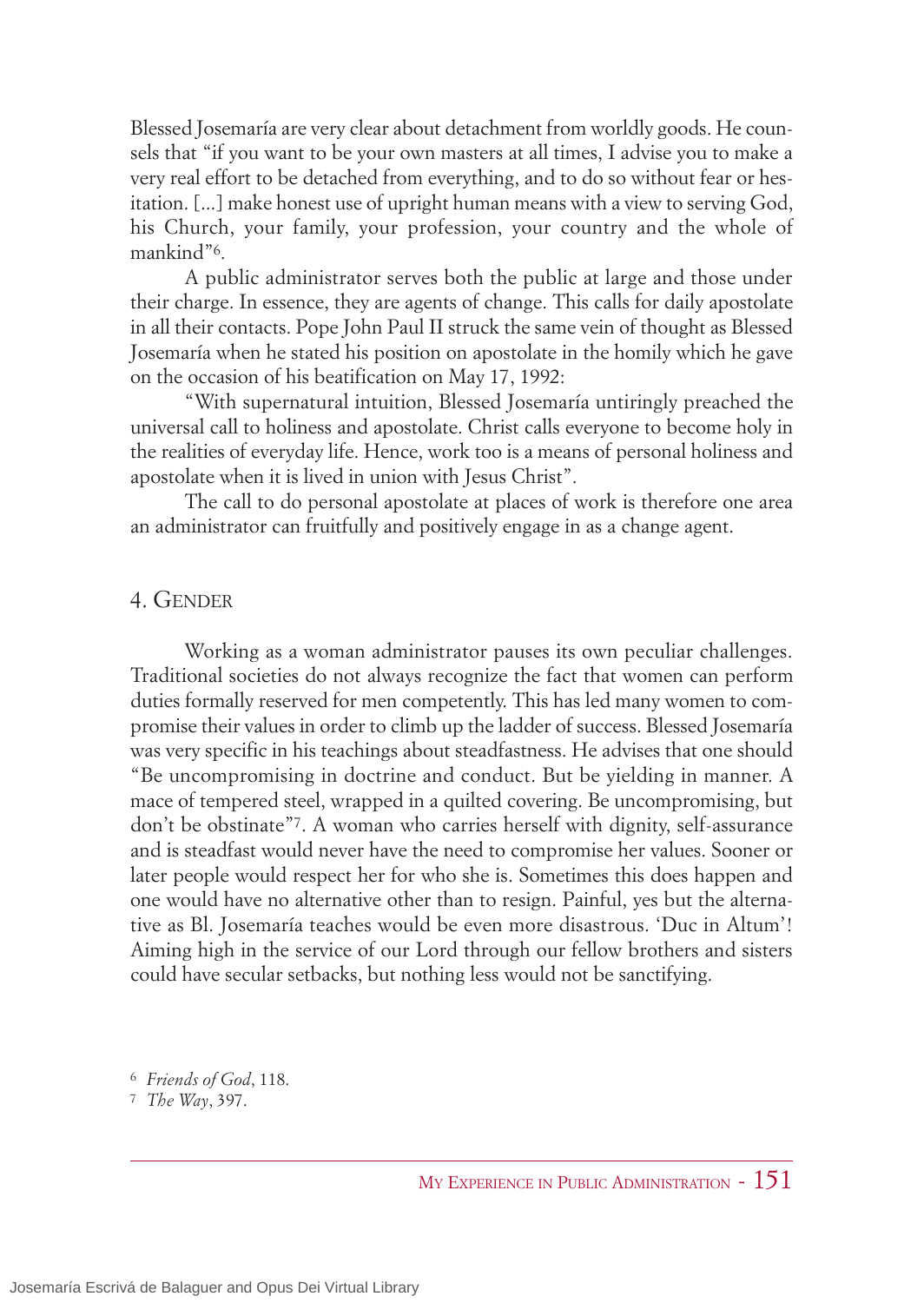Blessed Josemaría are very clear about detachment from worldly goods. He counsels that "if you want to be your own masters at all times, I advise you to make a very real effort to be detached from everything, and to do so without fear or hesitation. [...] make honest use of upright human means with a view to serving God, his Church, your family, your profession, your country and the whole of mankind"[6].

A public administrator serves both the public at large and those under their charge. In essence, they are agents of change. This calls for daily apostolate in all their contacts. Pope John Paul II struck the same vein of thought as Blessed Josemaría when he stated his position on apostolate in the homily which he gave on the occasion of his beatification on May 17, 1992:

"With supernatural intuition, Blessed Josemaría untiringly preached the universal call to holiness and apostolate. Christ calls everyone to become holy in the realities of everyday life. Hence, work too is a means of personal holiness and apostolate when it is lived in union with Jesus Christ".

The call to do personal apostolate at places of work is therefore one area an administrator can fruitfully and positively engage in as a change agent.

## 4. Gender

Working as a woman administrator pauses its own peculiar challenges. Traditional societies do not always recognize the fact that women can perform duties formally reserved for men competently. This has led many women to compromise their values in order to climb up the ladder of success. Blessed Josemaría was very specific in his teachings about steadfastness. He advises that one should "Be uncompromising in doctrine and conduct. But be yielding in manner. A mace of tempered steel, wrapped in a quilted covering. Be uncompromising, but don't be obstinate"[7]. A woman who carries herself with dignity, self-assurance and is steadfast would never have the need to compromise her values. Sooner or later people would respect her for who she is. Sometimes this does happen and one would have no alternative other than to resign. Painful, yes but the alternative as Bl. Josemaría teaches would be even more disastrous. 'Duc in Altum'! Aiming high in the service of our Lord through our fellow brothers and sisters could have secular setbacks, but nothing less would not be sanctifying.

[6] *Friends of God*, 118.

[7] *The Way*, 397.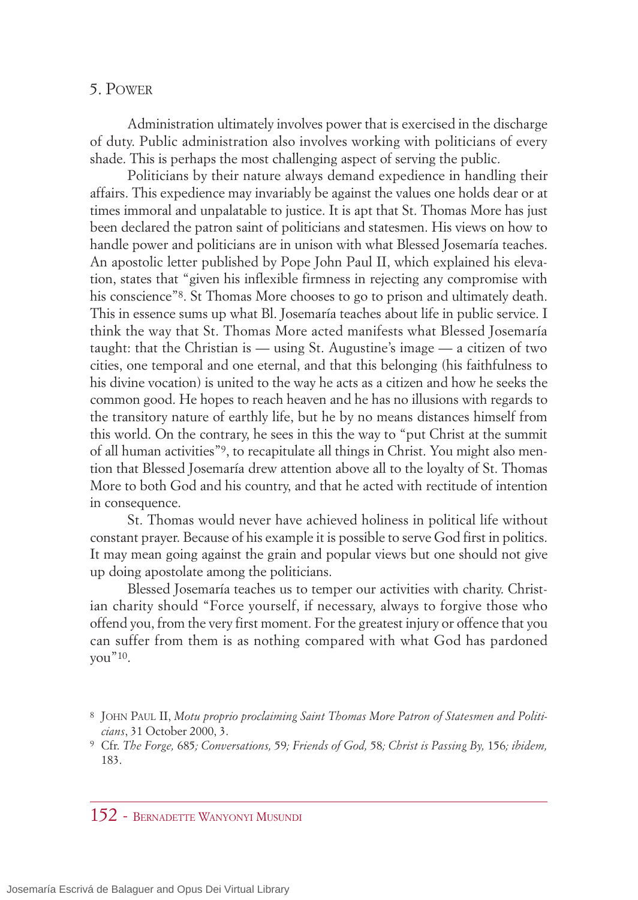## 5. Power

Administration ultimately involves power that is exercised in the discharge of duty. Public administration also involves working with politicians of every shade. This is perhaps the most challenging aspect of serving the public.

Politicians by their nature always demand expedience in handling their affairs. This expedience may invariably be against the values one holds dear or at times immoral and unpalatable to justice. It is apt that St. Thomas More has just been declared the patron saint of politicians and statesmen. His views on how to handle power and politicians are in unison with what Blessed Josemaría teaches. An apostolic letter published by Pope John Paul II, which explained his elevation, states that "given his inflexible firmness in rejecting any compromise with his conscience"[8]. St Thomas More chooses to go to prison and ultimately death. This in essence sums up what Bl. Josemaría teaches about life in public service. I think the way that St. Thomas More acted manifests what Blessed Josemaría taught: that the Christian is — using St. Augustine's image — a citizen of two cities, one temporal and one eternal, and that this belonging (his faithfulness to his divine vocation) is united to the way he acts as a citizen and how he seeks the common good. He hopes to reach heaven and he has no illusions with regards to the transitory nature of earthly life, but he by no means distances himself from this world. On the contrary, he sees in this the way to "put Christ at the summit of all human activities"[9], to recapitulate all things in Christ. You might also mention that Blessed Josemaría drew attention above all to the loyalty of St. Thomas More to both God and his country, and that he acted with rectitude of intention in consequence.

St. Thomas would never have achieved holiness in political life without constant prayer. Because of his example it is possible to serve God first in politics. It may mean going against the grain and popular views but one should not give up doing apostolate among the politicians.

Blessed Josemaría teaches us to temper our activities with charity. Christian charity should "Force yourself, if necessary, always to forgive those who offend you, from the very first moment. For the greatest injury or offence that you can suffer from them is as nothing compared with what God has pardoned you"[10].

---

[8] John Paul II, *Motu proprio proclaiming Saint Thomas More Patron of Statesmen and Politicians*, 31 October 2000, 3.

[9] Cfr. *The Forge,* 685*; Conversations,* 59*; Friends of God,* 58*; Christ is Passing By,* 156*; ibidem,* 183.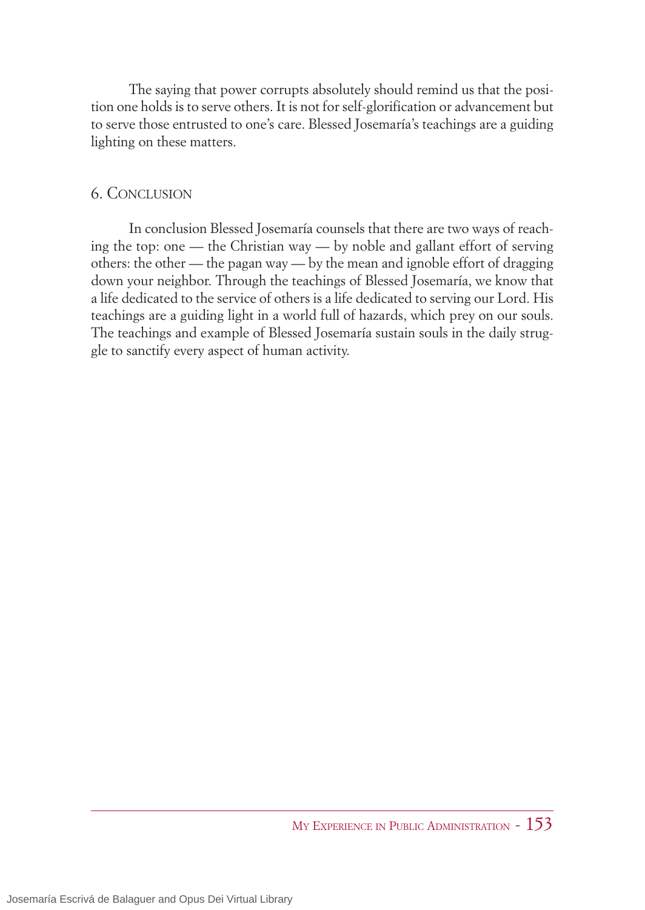The saying that power corrupts absolutely should remind us that the position one holds is to serve others. It is not for self-glorification or advancement but to serve those entrusted to one's care. Blessed Josemaría's teachings are a guiding lighting on these matters.

## 6. Conclusion

In conclusion Blessed Josemaría counsels that there are two ways of reaching the top: one — the Christian way — by noble and gallant effort of serving others: the other — the pagan way — by the mean and ignoble effort of dragging down your neighbor. Through the teachings of Blessed Josemaría, we know that a life dedicated to the service of others is a life dedicated to serving our Lord. His teachings are a guiding light in a world full of hazards, which prey on our souls. The teachings and example of Blessed Josemaría sustain souls in the daily struggle to sanctify every aspect of human activity.